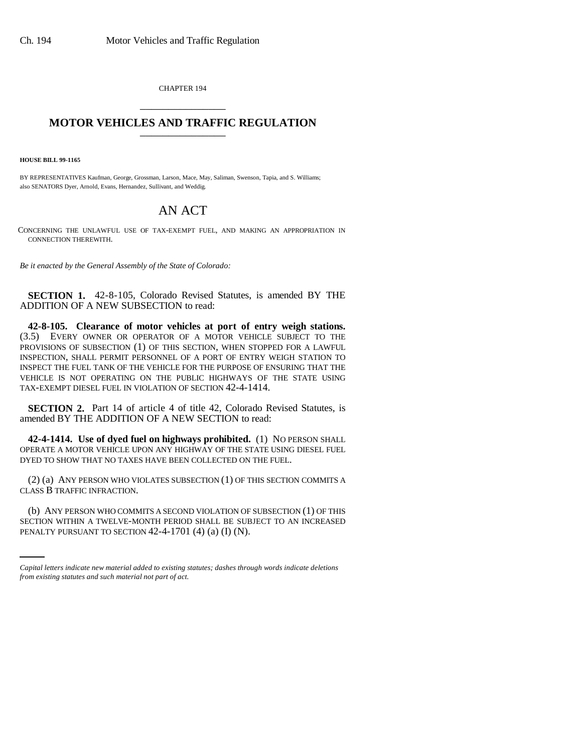CHAPTER 194

# MOTOR VEHICLES AND TRAFFIC REGULATION

**HOUSE BILL 99-1165**

BY REPRESENTATIVES Kaufman, George, Grossman, Larson, Mace, May, Saliman, Swenson, Tapia, and S. Williams;
also SENATORS Dyer, Arnold, Evans, Hernandez, Sullivant, and Weddig.

## AN ACT

CONCERNING THE UNLAWFUL USE OF TAX-EXEMPT FUEL, AND MAKING AN APPROPRIATION IN CONNECTION THEREWITH.

*Be it enacted by the General Assembly of the State of Colorado:*

**SECTION 1.** 42-8-105, Colorado Revised Statutes, is amended BY THE ADDITION OF A NEW SUBSECTION to read:

**42-8-105. Clearance of motor vehicles at port of entry weigh stations.** (3.5) EVERY OWNER OR OPERATOR OF A MOTOR VEHICLE SUBJECT TO THE PROVISIONS OF SUBSECTION (1) OF THIS SECTION, WHEN STOPPED FOR A LAWFUL INSPECTION, SHALL PERMIT PERSONNEL OF A PORT OF ENTRY WEIGH STATION TO INSPECT THE FUEL TANK OF THE VEHICLE FOR THE PURPOSE OF ENSURING THAT THE VEHICLE IS NOT OPERATING ON THE PUBLIC HIGHWAYS OF THE STATE USING TAX-EXEMPT DIESEL FUEL IN VIOLATION OF SECTION 42-4-1414.

**SECTION 2.** Part 14 of article 4 of title 42, Colorado Revised Statutes, is amended BY THE ADDITION OF A NEW SECTION to read:

**42-4-1414. Use of dyed fuel on highways prohibited.** (1) NO PERSON SHALL OPERATE A MOTOR VEHICLE UPON ANY HIGHWAY OF THE STATE USING DIESEL FUEL DYED TO SHOW THAT NO TAXES HAVE BEEN COLLECTED ON THE FUEL.

(2) (a) ANY PERSON WHO VIOLATES SUBSECTION (1) OF THIS SECTION COMMITS A CLASS B TRAFFIC INFRACTION.

(b) ANY PERSON WHO COMMITS A SECOND VIOLATION OF SUBSECTION (1) OF THIS SECTION WITHIN A TWELVE-MONTH PERIOD SHALL BE SUBJECT TO AN INCREASED PENALTY PURSUANT TO SECTION 42-4-1701 (4) (a) (I) (N).

*Capital letters indicate new material added to existing statutes; dashes through words indicate deletions from existing statutes and such material not part of act.*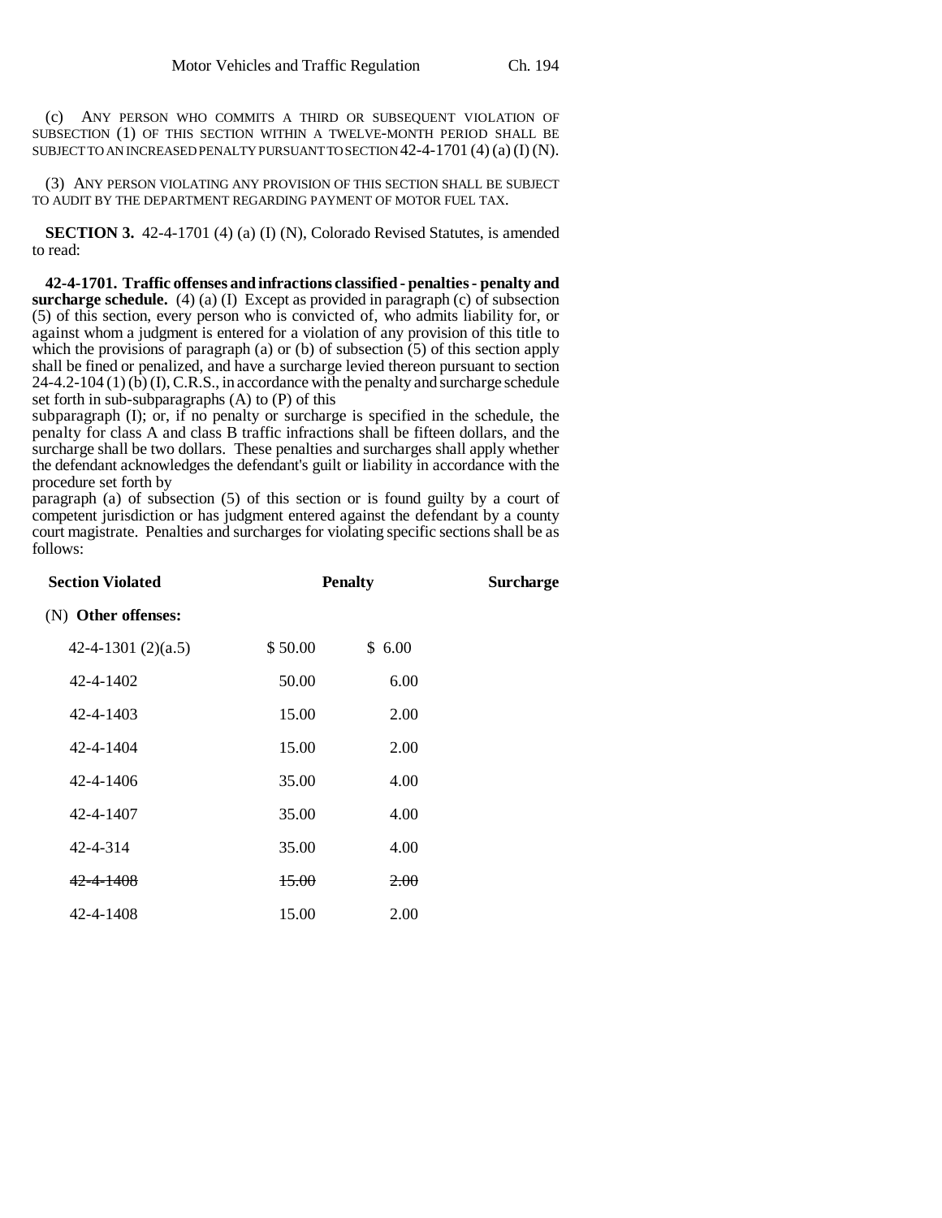(c) ANY PERSON WHO COMMITS A THIRD OR SUBSEQUENT VIOLATION OF SUBSECTION (1) OF THIS SECTION WITHIN A TWELVE-MONTH PERIOD SHALL BE SUBJECT TO AN INCREASED PENALTY PURSUANT TO SECTION 42-4-1701 (4) (a) (I) (N).

(3) ANY PERSON VIOLATING ANY PROVISION OF THIS SECTION SHALL BE SUBJECT TO AUDIT BY THE DEPARTMENT REGARDING PAYMENT OF MOTOR FUEL TAX.

**SECTION 3.** 42-4-1701 (4) (a) (I) (N), Colorado Revised Statutes, is amended to read:

**42-4-1701. Traffic offenses and infractions classified - penalties - penalty and surcharge schedule.** (4) (a) (I) Except as provided in paragraph (c) of subsection (5) of this section, every person who is convicted of, who admits liability for, or against whom a judgment is entered for a violation of any provision of this title to which the provisions of paragraph (a) or (b) of subsection (5) of this section apply shall be fined or penalized, and have a surcharge levied thereon pursuant to section 24-4.2-104 (1) (b) (I), C.R.S., in accordance with the penalty and surcharge schedule set forth in sub-subparagraphs (A) to (P) of this subparagraph (I); or, if no penalty or surcharge is specified in the schedule, the penalty for class A and class B traffic infractions shall be fifteen dollars, and the surcharge shall be two dollars. These penalties and surcharges shall apply whether the defendant acknowledges the defendant's guilt or liability in accordance with the procedure set forth by paragraph (a) of subsection (5) of this section or is found guilty by a court of competent jurisdiction or has judgment entered against the defendant by a county court magistrate. Penalties and surcharges for violating specific sections shall be as follows:

| Section Violated | Penalty | Surcharge |
|---|---|---|
| (N) **Other offenses:** | | |
| 42-4-1301 (2)(a.5) | $ 50.00 | $ 6.00 |
| 42-4-1402 | 50.00 | 6.00 |
| 42-4-1403 | 15.00 | 2.00 |
| 42-4-1404 | 15.00 | 2.00 |
| 42-4-1406 | 35.00 | 4.00 |
| 42-4-1407 | 35.00 | 4.00 |
| 42-4-314 | 35.00 | 4.00 |
| ~~42-4-1408~~ | ~~15.00~~ | ~~2.00~~ |
| 42-4-1408 | 15.00 | 2.00 |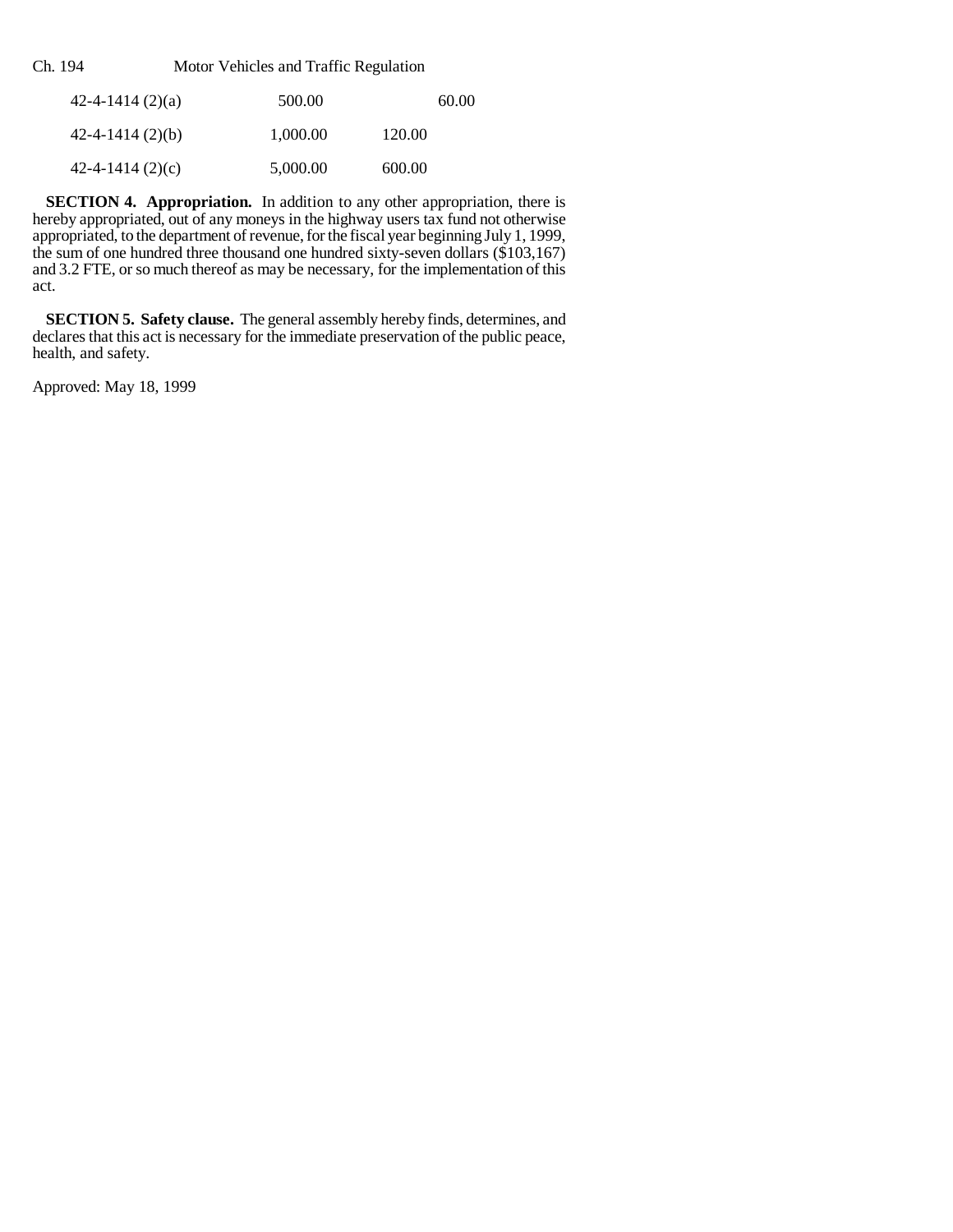| | | | |
|---|---|---|---|
| 42-4-1414 (2)(a) | 500.00 | | 60.00 |
| 42-4-1414 (2)(b) | 1,000.00 | 120.00 | |
| 42-4-1414 (2)(c) | 5,000.00 | 600.00 | |

**SECTION 4. Appropriation.** In addition to any other appropriation, there is hereby appropriated, out of any moneys in the highway users tax fund not otherwise appropriated, to the department of revenue, for the fiscal year beginning July 1, 1999, the sum of one hundred three thousand one hundred sixty-seven dollars ($103,167) and 3.2 FTE, or so much thereof as may be necessary, for the implementation of this act.

**SECTION 5. Safety clause.** The general assembly hereby finds, determines, and declares that this act is necessary for the immediate preservation of the public peace, health, and safety.

Approved: May 18, 1999